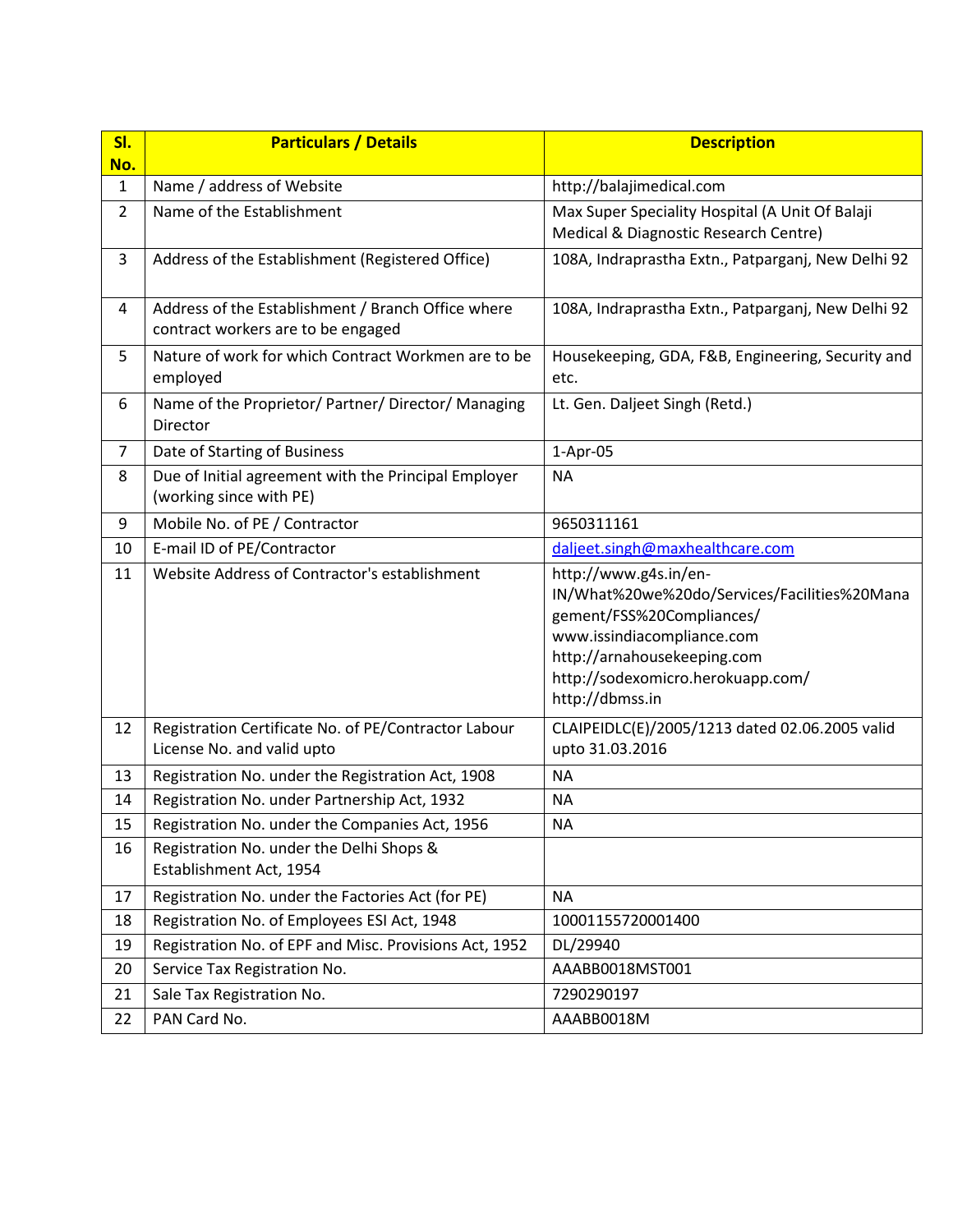| Sl. No. | Particulars / Details | Description |
|---|---|---|
| 1 | Name / address of Website | http://balajimedical.com |
| 2 | Name of the Establishment | Max Super Speciality Hospital (A Unit Of Balaji Medical & Diagnostic Research Centre) |
| 3 | Address of the Establishment (Registered Office) | 108A, Indraprastha Extn., Patparganj, New Delhi 92 |
| 4 | Address of the Establishment / Branch Office where contract workers are to be engaged | 108A, Indraprastha Extn., Patparganj, New Delhi 92 |
| 5 | Nature of work for which Contract Workmen are to be employed | Housekeeping, GDA, F&B, Engineering, Security and etc. |
| 6 | Name of the Proprietor/ Partner/ Director/ Managing Director | Lt. Gen. Daljeet Singh (Retd.) |
| 7 | Date of Starting of Business | 1-Apr-05 |
| 8 | Due of Initial agreement with the Principal Employer (working since with PE) | NA |
| 9 | Mobile No. of PE / Contractor | 9650311161 |
| 10 | E-mail ID of PE/Contractor | daljeet.singh@maxhealthcare.com |
| 11 | Website Address of Contractor's establishment | http://www.g4s.in/en-IN/What%20we%20do/Services/Facilities%20Management/FSS%20Compliances/ www.issindiacompliance.com http://arnahousekeeping.com http://sodexomicro.herokuapp.com/ http://dbmss.in |
| 12 | Registration Certificate No. of PE/Contractor Labour License No. and valid upto | CLAIPEIDLC(E)/2005/1213 dated 02.06.2005 valid upto 31.03.2016 |
| 13 | Registration No. under the Registration Act, 1908 | NA |
| 14 | Registration No. under Partnership Act, 1932 | NA |
| 15 | Registration No. under the Companies Act, 1956 | NA |
| 16 | Registration No. under the Delhi Shops & Establishment Act, 1954 | |
| 17 | Registration No. under the Factories Act (for PE) | NA |
| 18 | Registration No. of Employees ESI Act, 1948 | 10001155720001400 |
| 19 | Registration No. of EPF and Misc. Provisions Act, 1952 | DL/29940 |
| 20 | Service Tax Registration No. | AAABB0018MST001 |
| 21 | Sale Tax Registration No. | 7290290197 |
| 22 | PAN Card No. | AAABB0018M |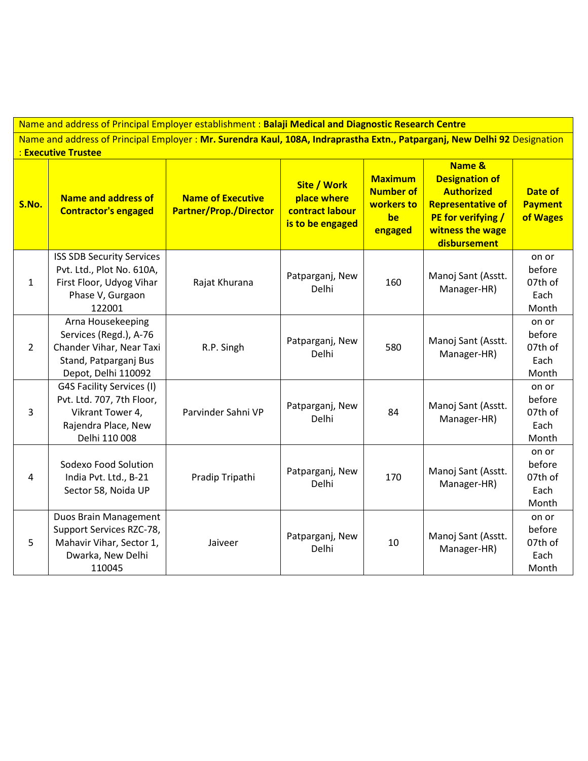Name and address of Principal Employer establishment : **Balaji Medical and Diagnostic Research Centre**

Name and address of Principal Employer : **Mr. Surendra Kaul, 108A, Indraprastha Extn., Patparganj, New Delhi 92** Designation : **Executive Trustee**

| S.No. | Name and address of Contractor's engaged | Name of Executive Partner/Prop./Director | Site / Work place where contract labour is to be engaged | Maximum Number of workers to be engaged | Name & Designation of Authorized Representative of PE for verifying / witness the wage disbursement | Date of Payment of Wages |
|---|---|---|---|---|---|---|
| 1 | ISS SDB Security Services Pvt. Ltd., Plot No. 610A, First Floor, Udyog Vihar Phase V, Gurgaon 122001 | Rajat Khurana | Patparganj, New Delhi | 160 | Manoj Sant (Asstt. Manager-HR) | on or before 07th of Each Month |
| 2 | Arna Housekeeping Services (Regd.), A-76 Chander Vihar, Near Taxi Stand, Patparganj Bus Depot, Delhi 110092 | R.P. Singh | Patparganj, New Delhi | 580 | Manoj Sant (Asstt. Manager-HR) | on or before 07th of Each Month |
| 3 | G4S Facility Services (I) Pvt. Ltd. 707, 7th Floor, Vikrant Tower 4, Rajendra Place, New Delhi 110 008 | Parvinder Sahni VP | Patparganj, New Delhi | 84 | Manoj Sant (Asstt. Manager-HR) | on or before 07th of Each Month |
| 4 | Sodexo Food Solution India Pvt. Ltd., B-21 Sector 58, Noida UP | Pradip Tripathi | Patparganj, New Delhi | 170 | Manoj Sant (Asstt. Manager-HR) | on or before 07th of Each Month |
| 5 | Duos Brain Management Support Services RZC-78, Mahavir Vihar, Sector 1, Dwarka, New Delhi 110045 | Jaiveer | Patparganj, New Delhi | 10 | Manoj Sant (Asstt. Manager-HR) | on or before 07th of Each Month |